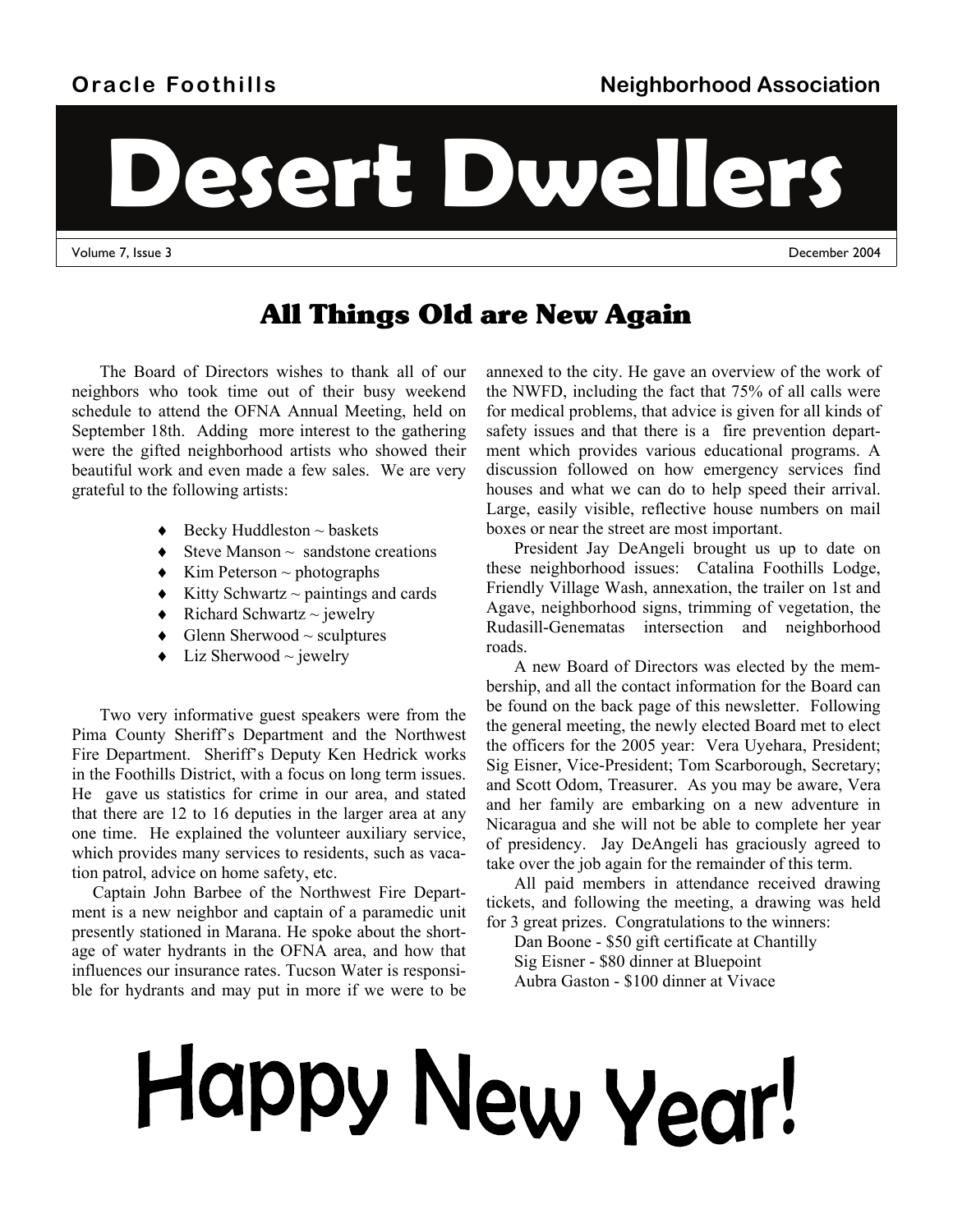Oracle Foothills Neighborhood Association

# Desert Dwellers

Volume 7, Issue 3 December 2004

## All Things Old are New Again

The Board of Directors wishes to thank all of our neighbors who took time out of their busy weekend schedule to attend the OFNA Annual Meeting, held on September 18th. Adding more interest to the gathering were the gifted neighborhood artists who showed their beautiful work and even made a few sales. We are very grateful to the following artists:

- Becky Huddleston ~ baskets
- Steve Manson ~ sandstone creations
- Kim Peterson ~ photographs
- Kitty Schwartz ~ paintings and cards
- Richard Schwartz ~ jewelry
- Glenn Sherwood ~ sculptures
- Liz Sherwood ~ jewelry

Two very informative guest speakers were from the Pima County Sheriff's Department and the Northwest Fire Department. Sheriff's Deputy Ken Hedrick works in the Foothills District, with a focus on long term issues. He gave us statistics for crime in our area, and stated that there are 12 to 16 deputies in the larger area at any one time. He explained the volunteer auxiliary service, which provides many services to residents, such as vacation patrol, advice on home safety, etc.

Captain John Barbee of the Northwest Fire Department is a new neighbor and captain of a paramedic unit presently stationed in Marana. He spoke about the shortage of water hydrants in the OFNA area, and how that influences our insurance rates. Tucson Water is responsible for hydrants and may put in more if we were to be annexed to the city. He gave an overview of the work of the NWFD, including the fact that 75% of all calls were for medical problems, that advice is given for all kinds of safety issues and that there is a fire prevention department which provides various educational programs. A discussion followed on how emergency services find houses and what we can do to help speed their arrival. Large, easily visible, reflective house numbers on mail boxes or near the street are most important.

President Jay DeAngeli brought us up to date on these neighborhood issues: Catalina Foothills Lodge, Friendly Village Wash, annexation, the trailer on 1st and Agave, neighborhood signs, trimming of vegetation, the Rudasill-Genematas intersection and neighborhood roads.

A new Board of Directors was elected by the membership, and all the contact information for the Board can be found on the back page of this newsletter. Following the general meeting, the newly elected Board met to elect the officers for the 2005 year: Vera Uyehara, President; Sig Eisner, Vice-President; Tom Scarborough, Secretary; and Scott Odom, Treasurer. As you may be aware, Vera and her family are embarking on a new adventure in Nicaragua and she will not be able to complete her year of presidency. Jay DeAngeli has graciously agreed to take over the job again for the remainder of this term.

All paid members in attendance received drawing tickets, and following the meeting, a drawing was held for 3 great prizes. Congratulations to the winners:

Dan Boone - $50 gift certificate at Chantilly
Sig Eisner - $80 dinner at Bluepoint
Aubra Gaston - $100 dinner at Vivace

# Happy New Year!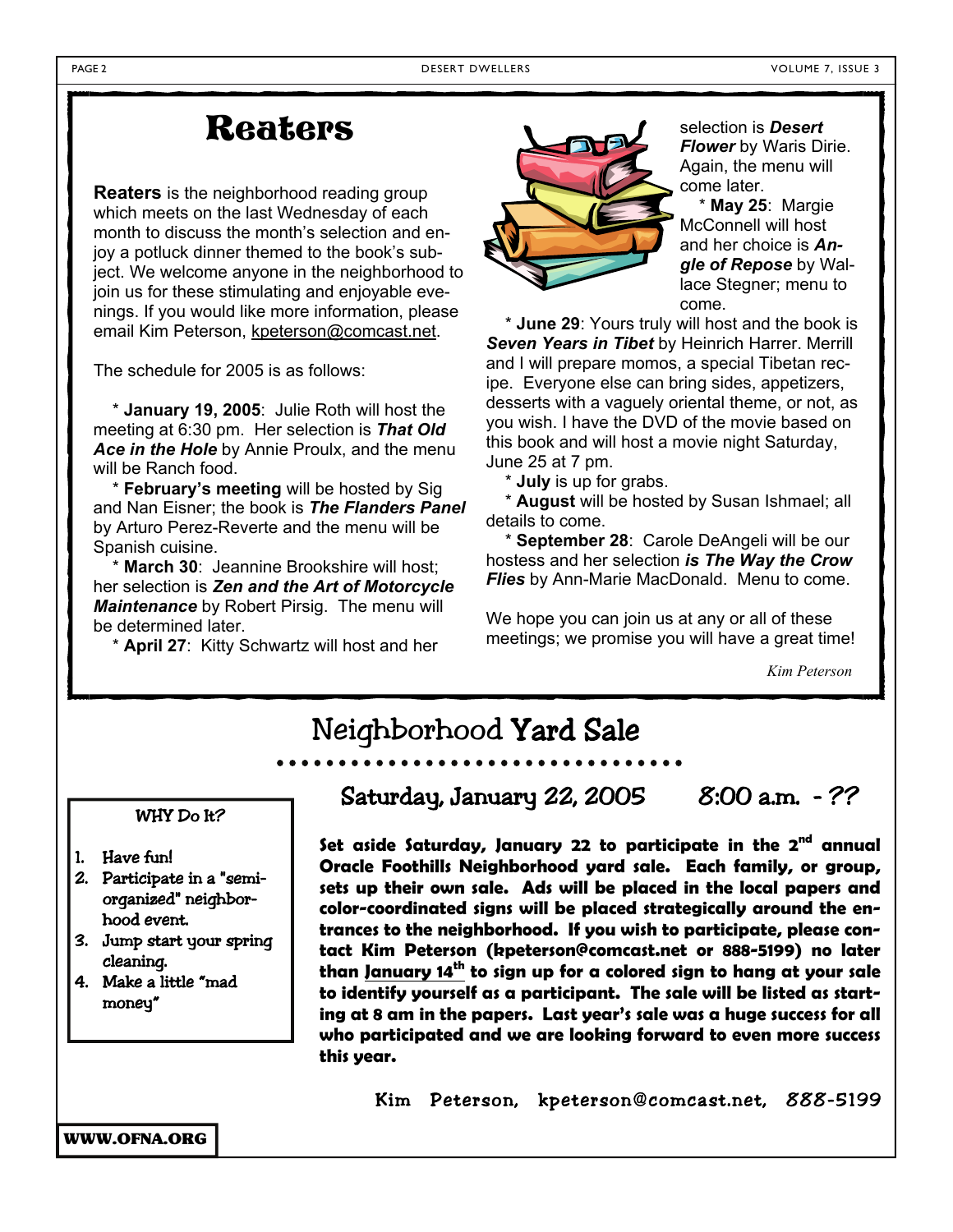# Reaters

**Reaters** is the neighborhood reading group which meets on the last Wednesday of each month to discuss the month's selection and enjoy a potluck dinner themed to the book's subject. We welcome anyone in the neighborhood to join us for these stimulating and enjoyable evenings. If you would like more information, please email Kim Peterson, kpeterson@comcast.net.

The schedule for 2005 is as follows:

* **January 19, 2005**: Julie Roth will host the meeting at 6:30 pm. Her selection is ***That Old Ace in the Hole*** by Annie Proulx, and the menu will be Ranch food.
* **February's meeting** will be hosted by Sig and Nan Eisner; the book is ***The Flanders Panel*** by Arturo Perez-Reverte and the menu will be Spanish cuisine.
* **March 30**: Jeannine Brookshire will host; her selection is ***Zen and the Art of Motorcycle Maintenance*** by Robert Pirsig. The menu will be determined later.
* **April 27**: Kitty Schwartz will host and her selection is ***Desert Flower*** by Waris Dirie. Again, the menu will come later.
* **May 25**: Margie McConnell will host and her choice is ***Angle of Repose*** by Wallace Stegner; menu to come.
* **June 29**: Yours truly will host and the book is ***Seven Years in Tibet*** by Heinrich Harrer. Merrill and I will prepare momos, a special Tibetan recipe. Everyone else can bring sides, appetizers, desserts with a vaguely oriental theme, or not, as you wish. I have the DVD of the movie based on this book and will host a movie night Saturday, June 25 at 7 pm.
* **July** is up for grabs.
* **August** will be hosted by Susan Ishmael; all details to come.
* **September 28**: Carole DeAngeli will be our hostess and her selection ***is The Way the Crow Flies*** by Ann-Marie MacDonald. Menu to come.

We hope you can join us at any or all of these meetings; we promise you will have a great time!

*Kim Peterson*

# Neighborhood Yard Sale

## Saturday, January 22, 2005 8:00 a.m. - ??

**Set aside Saturday, January 22 to participate in the 2nd annual Oracle Foothills Neighborhood yard sale. Each family, or group, sets up their own sale. Ads will be placed in the local papers and color-coordinated signs will be placed strategically around the entrances to the neighborhood. If you wish to participate, please contact Kim Peterson (kpeterson@comcast.net or 888-5199) no later than January 14th to sign up for a colored sign to hang at your sale to identify yourself as a participant. The sale will be listed as starting at 8 am in the papers. Last year's sale was a huge success for all who participated and we are looking forward to even more success this year.**

Kim Peterson, kpeterson@comcast.net, 888-5199

### WHY Do It?

1. Have fun!
2. Participate in a "semi-organized" neighborhood event.
3. Jump start your spring cleaning.
4. Make a little "mad money"

WWW.OFNA.ORG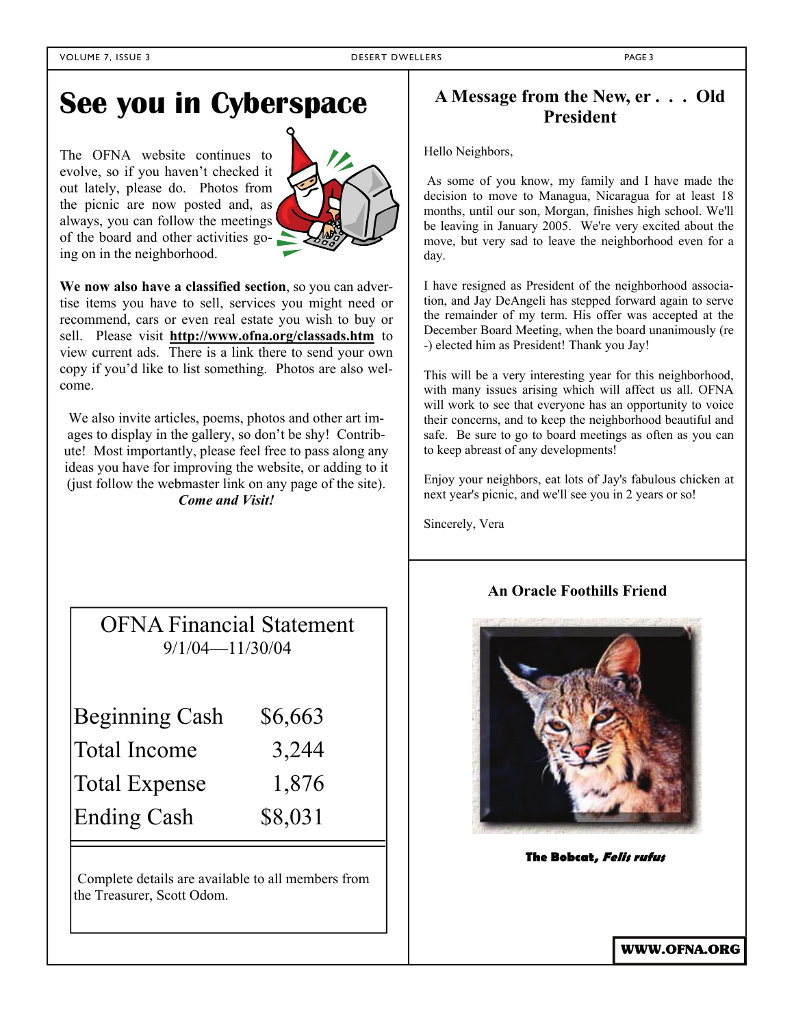# See you in Cyberspace

The OFNA website continues to evolve, so if you haven't checked it out lately, please do. Photos from the picnic are now posted and, as always, you can follow the meetings of the board and other activities going on in the neighborhood.

**We now also have a classified section**, so you can advertise items you have to sell, services you might need or recommend, cars or even real estate you wish to buy or sell. Please visit **http://www.ofna.org/classads.htm** to view current ads. There is a link there to send your own copy if you'd like to list something. Photos are also welcome.

We also invite articles, poems, photos and other art images to display in the gallery, so don't be shy! Contribute! Most importantly, please feel free to pass along any ideas you have for improving the website, or adding to it (just follow the webmaster link on any page of the site). ***Come and Visit!***

## OFNA Financial Statement

9/1/04—11/30/04

| | |
|---|---|
| Beginning Cash | $6,663 |
| Total Income | 3,244 |
| Total Expense | 1,876 |
| Ending Cash | $8,031 |

Complete details are available to all members from the Treasurer, Scott Odom.

## A Message from the New, er . . . Old President

Hello Neighbors,

As some of you know, my family and I have made the decision to move to Managua, Nicaragua for at least 18 months, until our son, Morgan, finishes high school. We'll be leaving in January 2005. We're very excited about the move, but very sad to leave the neighborhood even for a day.

I have resigned as President of the neighborhood association, and Jay DeAngeli has stepped forward again to serve the remainder of my term. His offer was accepted at the December Board Meeting, when the board unanimously (re-) elected him as President! Thank you Jay!

This will be a very interesting year for this neighborhood, with many issues arising which will affect us all. OFNA will work to see that everyone has an opportunity to voice their concerns, and to keep the neighborhood beautiful and safe. Be sure to go to board meetings as often as you can to keep abreast of any developments!

Enjoy your neighbors, eat lots of Jay's fabulous chicken at next year's picnic, and we'll see you in 2 years or so!

Sincerely, Vera

## An Oracle Foothills Friend

**The Bobcat, *Felis rufus***

**WWW.OFNA.ORG**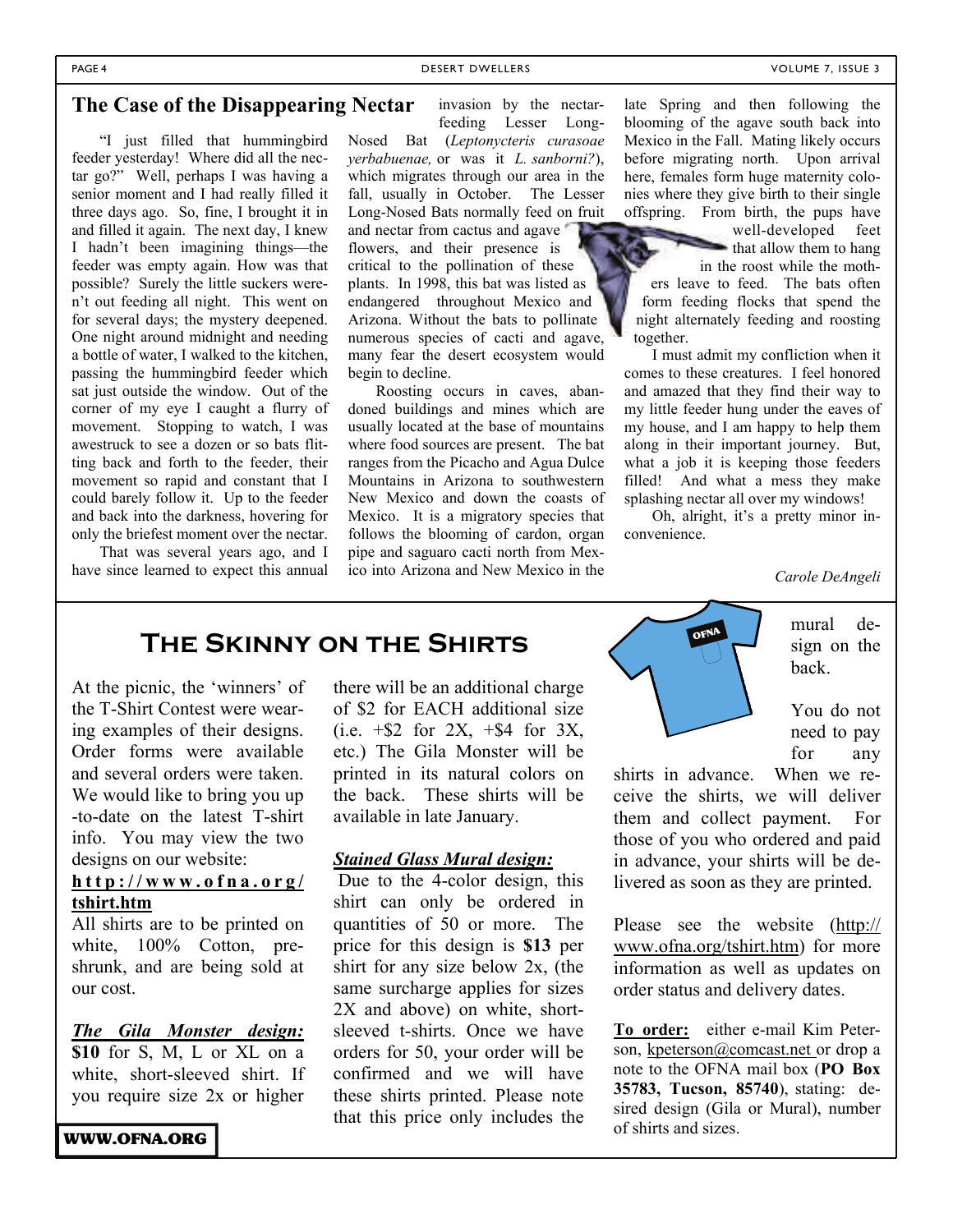## The Case of the Disappearing Nectar

"I just filled that hummingbird feeder yesterday! Where did all the nectar go?" Well, perhaps I was having a senior moment and I had really filled it three days ago. So, fine, I brought it in and filled it again. The next day, I knew I hadn't been imagining things—the feeder was empty again. How was that possible? Surely the little suckers weren't out feeding all night. This went on for several days; the mystery deepened. One night around midnight and needing a bottle of water, I walked to the kitchen, passing the hummingbird feeder which sat just outside the window. Out of the corner of my eye I caught a flurry of movement. Stopping to watch, I was awestruck to see a dozen or so bats flitting back and forth to the feeder, their movement so rapid and constant that I could barely follow it. Up to the feeder and back into the darkness, hovering for only the briefest moment over the nectar.

That was several years ago, and I have since learned to expect this annual invasion by the nectar-feeding Lesser Long-Nosed Bat (*Leptonycteris curasoae yerbabuenae,* or was it *L. sanborni?*), which migrates through our area in the fall, usually in October. The Lesser Long-Nosed Bats normally feed on fruit and nectar from cactus and agave flowers, and their presence is critical to the pollination of these plants. In 1998, this bat was listed as endangered throughout Mexico and Arizona. Without the bats to pollinate numerous species of cacti and agave, many fear the desert ecosystem would begin to decline.

Roosting occurs in caves, abandoned buildings and mines which are usually located at the base of mountains where food sources are present. The bat ranges from the Picacho and Agua Dulce Mountains in Arizona to southwestern New Mexico and down the coasts of Mexico. It is a migratory species that follows the blooming of cardon, organ pipe and saguaro cacti north from Mexico into Arizona and New Mexico in the late Spring and then following the blooming of the agave south back into Mexico in the Fall. Mating likely occurs before migrating north. Upon arrival here, females form huge maternity colonies where they give birth to their single offspring. From birth, the pups have well-developed feet that allow them to hang in the roost while the mothers leave to feed. The bats often form feeding flocks that spend the night alternately feeding and roosting together.

I must admit my confliction when it comes to these creatures. I feel honored and amazed that they find their way to my little feeder hung under the eaves of my house, and I am happy to help them along in their important journey. But, what a job it is keeping those feeders filled! And what a mess they make splashing nectar all over my windows!

Oh, alright, it's a pretty minor inconvenience.

*Carole DeAngeli*

## The Skinny on the Shirts

At the picnic, the 'winners' of the T-Shirt Contest were wearing examples of their designs. Order forms were available and several orders were taken. We would like to bring you up-to-date on the latest T-shirt info. You may view the two designs on our website: **http://www.ofna.org/tshirt.htm**

All shirts are to be printed on white, 100% Cotton, pre-shrunk, and are being sold at our cost.

***The Gila Monster design:***
**$10** for S, M, L or XL on a white, short-sleeved shirt. If you require size 2x or higher there will be an additional charge of $2 for EACH additional size (i.e. +$2 for 2X, +$4 for 3X, etc.) The Gila Monster will be printed in its natural colors on the back. These shirts will be available in late January.

***Stained Glass Mural design:***
Due to the 4-color design, this shirt can only be ordered in quantities of 50 or more. The price for this design is **$13** per shirt for any size below 2x, (the same surcharge applies for sizes 2X and above) on white, short-sleeved t-shirts. Once we have orders for 50, your order will be confirmed and we will have these shirts printed. Please note that this price only includes the mural design on the back.

You do not need to pay for any shirts in advance. When we receive the shirts, we will deliver them and collect payment. For those of you who ordered and paid in advance, your shirts will be delivered as soon as they are printed.

Please see the website (http://www.ofna.org/tshirt.htm) for more information as well as updates on order status and delivery dates.

**To order:** either e-mail Kim Peterson, kpeterson@comcast.net or drop a note to the OFNA mail box (**PO Box 35783, Tucson, 85740**), stating: desired design (Gila or Mural), number of shirts and sizes.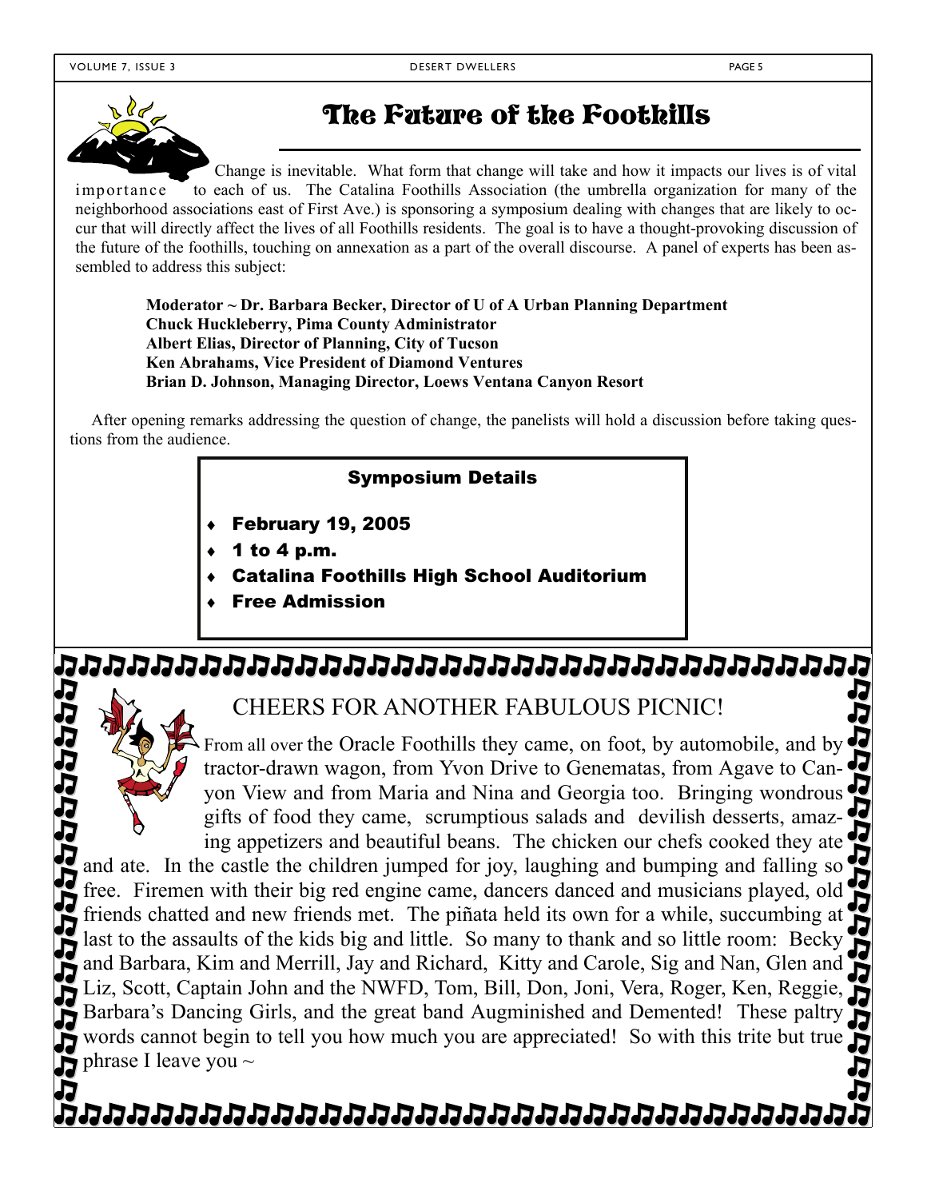# The Future of the Foothills

Change is inevitable. What form that change will take and how it impacts our lives is of vital importance to each of us. The Catalina Foothills Association (the umbrella organization for many of the neighborhood associations east of First Ave.) is sponsoring a symposium dealing with changes that are likely to occur that will directly affect the lives of all Foothills residents. The goal is to have a thought-provoking discussion of the future of the foothills, touching on annexation as a part of the overall discourse. A panel of experts has been assembled to address this subject:

**Moderator ~ Dr. Barbara Becker, Director of U of A Urban Planning Department**
**Chuck Huckleberry, Pima County Administrator**
**Albert Elias, Director of Planning, City of Tucson**
**Ken Abrahams, Vice President of Diamond Ventures**
**Brian D. Johnson, Managing Director, Loews Ventana Canyon Resort**

After opening remarks addressing the question of change, the panelists will hold a discussion before taking questions from the audience.

**Symposium Details**

- **February 19, 2005**
- **1 to 4 p.m.**
- **Catalina Foothills High School Auditorium**
- **Free Admission**

## CHEERS FOR ANOTHER FABULOUS PICNIC!

From all over the Oracle Foothills they came, on foot, by automobile, and by tractor-drawn wagon, from Yvon Drive to Genematas, from Agave to Canyon View and from Maria and Nina and Georgia too. Bringing wondrous gifts of food they came, scrumptious salads and devilish desserts, amazing appetizers and beautiful beans. The chicken our chefs cooked they ate and ate. In the castle the children jumped for joy, laughing and bumping and falling so free. Firemen with their big red engine came, dancers danced and musicians played, old friends chatted and new friends met. The piñata held its own for a while, succumbing at last to the assaults of the kids big and little. So many to thank and so little room: Becky and Barbara, Kim and Merrill, Jay and Richard, Kitty and Carole, Sig and Nan, Glen and Liz, Scott, Captain John and the NWFD, Tom, Bill, Don, Joni, Vera, Roger, Ken, Reggie, Barbara's Dancing Girls, and the great band Augminished and Demented! These paltry words cannot begin to tell you how much you are appreciated! So with this trite but true phrase I leave you ~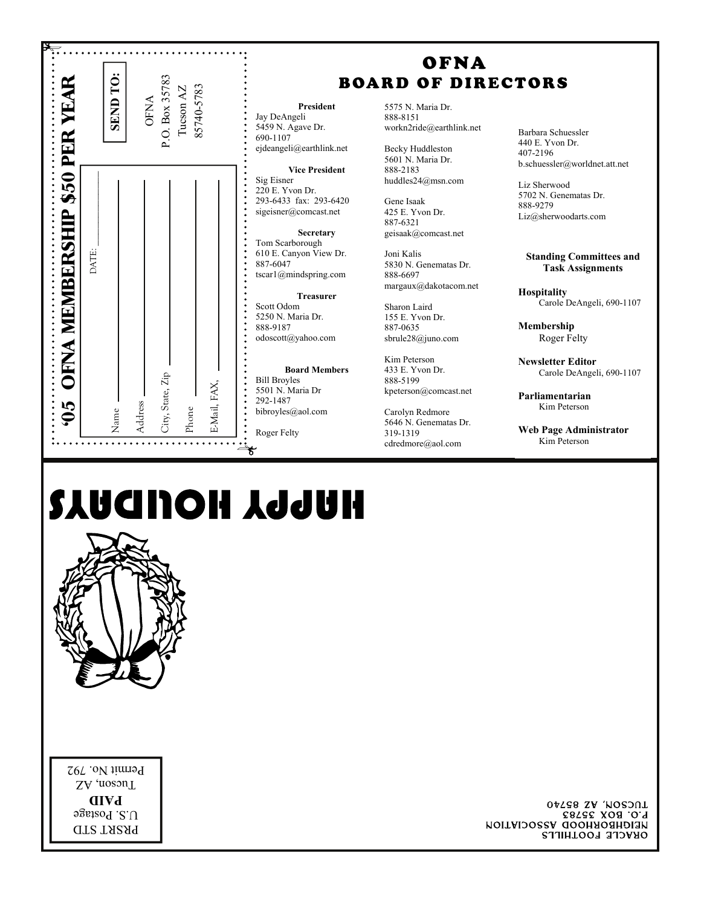**'05 OFNA MEMBERSHIP $50 PER YEAR**

DATE: \_\_\_\_\_\_\_\_

Name \_\_\_\_\_\_\_\_

Address \_\_\_\_\_\_\_\_

City, State, Zip \_\_\_\_\_\_\_\_

Phone \_\_\_\_\_\_\_\_

E-Mail, FAX, \_\_\_\_\_\_\_\_

**SEND TO:**

OFNA
P.O. Box 35783
Tucson AZ
85740-5783

# OFNA
## BOARD OF DIRECTORS

**President**
Jay DeAngeli
5459 N. Agave Dr.
690-1107
ejdeangeli@earthlink.net

**Vice President**
Sig Eisner
220 E. Yvon Dr.
293-6433 fax: 293-6420
sigeisner@comcast.net

**Secretary**
Tom Scarborough
610 E. Canyon View Dr.
887-6047
tscar1@mindspring.com

**Treasurer**
Scott Odom
5250 N. Maria Dr.
888-9187
odoscott@yahoo.com

**Board Members**
Bill Broyles
5501 N. Maria Dr
292-1487
bibroyles@aol.com

Roger Felty
5575 N. Maria Dr.
888-8151
workn2ride@earthlink.net

Becky Huddleston
5601 N. Maria Dr.
888-2183
huddles24@msn.com

Gene Isaak
425 E. Yvon Dr.
887-6321
geisaak@comcast.net

Joni Kalis
5830 N. Genematas Dr.
888-6697
margaux@dakotacom.net

Sharon Laird
155 E. Yvon Dr.
887-0635
sbrule28@juno.com

Kim Peterson
433 E. Yvon Dr.
888-5199
kpeterson@comcast.net

Carolyn Redmore
5646 N. Genematas Dr.
319-1319
cdredmore@aol.com

Barbara Schuessler
440 E. Yvon Dr.
407-2196
b.schuessler@worldnet.att.net

Liz Sherwood
5702 N. Genematas Dr.
888-9279
Liz@sherwoodarts.com

**Standing Committees and Task Assignments**

**Hospitality**
Carole DeAngeli, 690-1107

**Membership**
Roger Felty

**Newsletter Editor**
Carole DeAngeli, 690-1107

**Parliamentarian**
Kim Peterson

**Web Page Administrator**
Kim Peterson

# HAPPY HOLIDAYS

PRSRT STD
U.S. Postage
**PAID**
Tucson, AZ
Permit No. 792

ORACLE FOOTHILLS
NEIGHBORHOOD ASSOCIATION
P.O. BOX 35783
TUCSON, AZ 85740